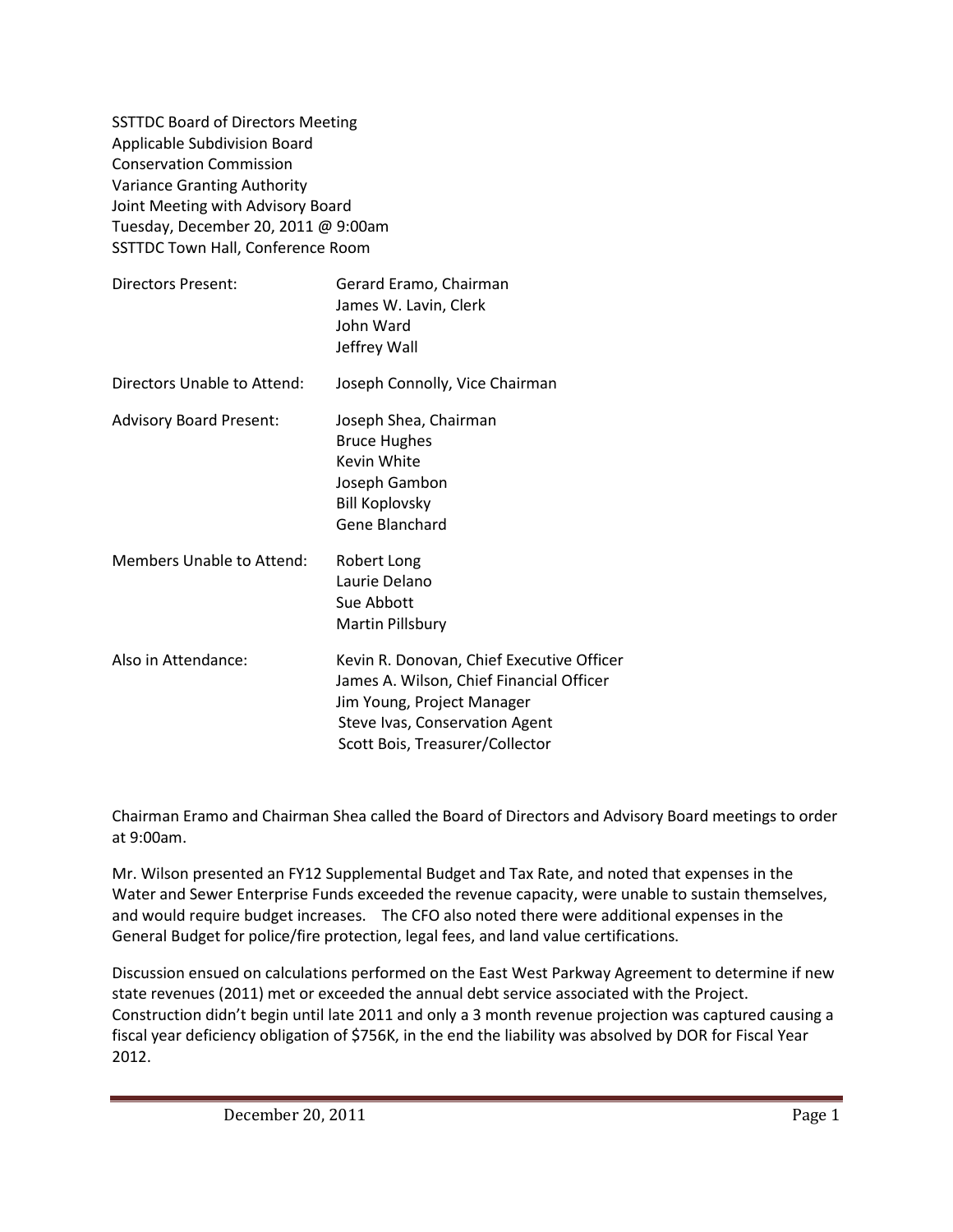SSTTDC Board of Directors Meeting
Applicable Subdivision Board
Conservation Commission
Variance Granting Authority
Joint Meeting with Advisory Board
Tuesday, December 20, 2011 @ 9:00am
SSTTDC Town Hall, Conference Room

| | |
|---|---|
| Directors Present: | Gerard Eramo, Chairman<br>James W. Lavin, Clerk<br>John Ward<br>Jeffrey Wall |
| Directors Unable to Attend: | Joseph Connolly, Vice Chairman |
| Advisory Board Present: | Joseph Shea, Chairman<br>Bruce Hughes<br>Kevin White<br>Joseph Gambon<br>Bill Koplovsky<br>Gene Blanchard |
| Members Unable to Attend: | Robert Long<br>Laurie Delano<br>Sue Abbott<br>Martin Pillsbury |
| Also in Attendance: | Kevin R. Donovan, Chief Executive Officer<br>James A. Wilson, Chief Financial Officer<br>Jim Young, Project Manager<br>Steve Ivas, Conservation Agent<br>Scott Bois, Treasurer/Collector |

Chairman Eramo and Chairman Shea called the Board of Directors and Advisory Board meetings to order at 9:00am.

Mr. Wilson presented an FY12 Supplemental Budget and Tax Rate, and noted that expenses in the Water and Sewer Enterprise Funds exceeded the revenue capacity, were unable to sustain themselves, and would require budget increases. The CFO also noted there were additional expenses in the General Budget for police/fire protection, legal fees, and land value certifications.

Discussion ensued on calculations performed on the East West Parkway Agreement to determine if new state revenues (2011) met or exceeded the annual debt service associated with the Project. Construction didn't begin until late 2011 and only a 3 month revenue projection was captured causing a fiscal year deficiency obligation of $756K, in the end the liability was absolved by DOR for Fiscal Year 2012.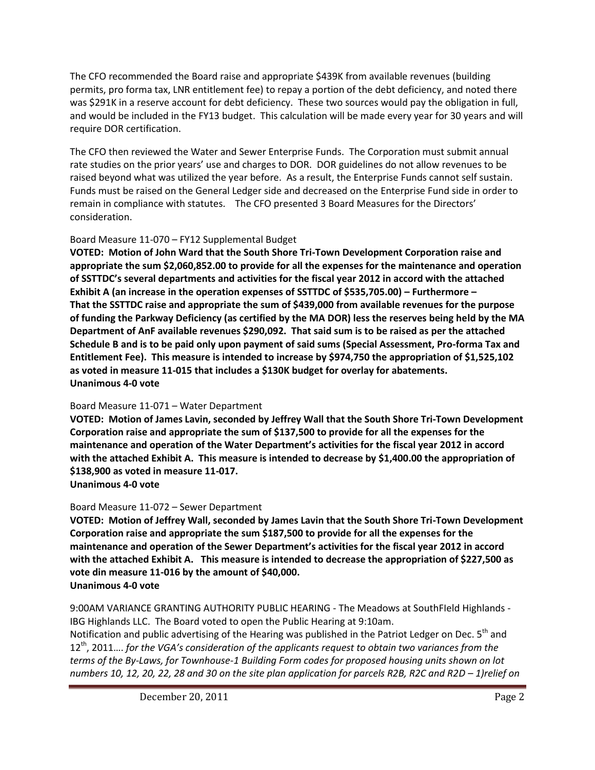The CFO recommended the Board raise and appropriate $439K from available revenues (building permits, pro forma tax, LNR entitlement fee) to repay a portion of the debt deficiency, and noted there was $291K in a reserve account for debt deficiency. These two sources would pay the obligation in full, and would be included in the FY13 budget. This calculation will be made every year for 30 years and will require DOR certification.

The CFO then reviewed the Water and Sewer Enterprise Funds. The Corporation must submit annual rate studies on the prior years' use and charges to DOR. DOR guidelines do not allow revenues to be raised beyond what was utilized the year before. As a result, the Enterprise Funds cannot self sustain. Funds must be raised on the General Ledger side and decreased on the Enterprise Fund side in order to remain in compliance with statutes. The CFO presented 3 Board Measures for the Directors' consideration.

Board Measure 11-070 – FY12 Supplemental Budget

**VOTED: Motion of John Ward that the South Shore Tri-Town Development Corporation raise and appropriate the sum $2,060,852.00 to provide for all the expenses for the maintenance and operation of SSTTDC's several departments and activities for the fiscal year 2012 in accord with the attached Exhibit A (an increase in the operation expenses of SSTTDC of $535,705.00) – Furthermore – That the SSTTDC raise and appropriate the sum of $439,000 from available revenues for the purpose of funding the Parkway Deficiency (as certified by the MA DOR) less the reserves being held by the MA Department of AnF available revenues $290,092. That said sum is to be raised as per the attached Schedule B and is to be paid only upon payment of said sums (Special Assessment, Pro-forma Tax and Entitlement Fee). This measure is intended to increase by $974,750 the appropriation of $1,525,102 as voted in measure 11-015 that includes a $130K budget for overlay for abatements.**
**Unanimous 4-0 vote**

Board Measure 11-071 – Water Department

**VOTED: Motion of James Lavin, seconded by Jeffrey Wall that the South Shore Tri-Town Development Corporation raise and appropriate the sum of $137,500 to provide for all the expenses for the maintenance and operation of the Water Department's activities for the fiscal year 2012 in accord with the attached Exhibit A. This measure is intended to decrease by $1,400.00 the appropriation of $138,900 as voted in measure 11-017.**
**Unanimous 4-0 vote**

Board Measure 11-072 – Sewer Department

**VOTED: Motion of Jeffrey Wall, seconded by James Lavin that the South Shore Tri-Town Development Corporation raise and appropriate the sum $187,500 to provide for all the expenses for the maintenance and operation of the Sewer Department's activities for the fiscal year 2012 in accord with the attached Exhibit A. This measure is intended to decrease the appropriation of $227,500 as vote din measure 11-016 by the amount of $40,000.**
**Unanimous 4-0 vote**

9:00AM VARIANCE GRANTING AUTHORITY PUBLIC HEARING - The Meadows at SouthFIeld Highlands - IBG Highlands LLC. The Board voted to open the Public Hearing at 9:10am.
Notification and public advertising of the Hearing was published in the Patriot Ledger on Dec. 5th and 12th, 2011…. *for the VGA's consideration of the applicants request to obtain two variances from the terms of the By-Laws, for Townhouse-1 Building Form codes for proposed housing units shown on lot numbers 10, 12, 20, 22, 28 and 30 on the site plan application for parcels R2B, R2C and R2D – 1)relief on*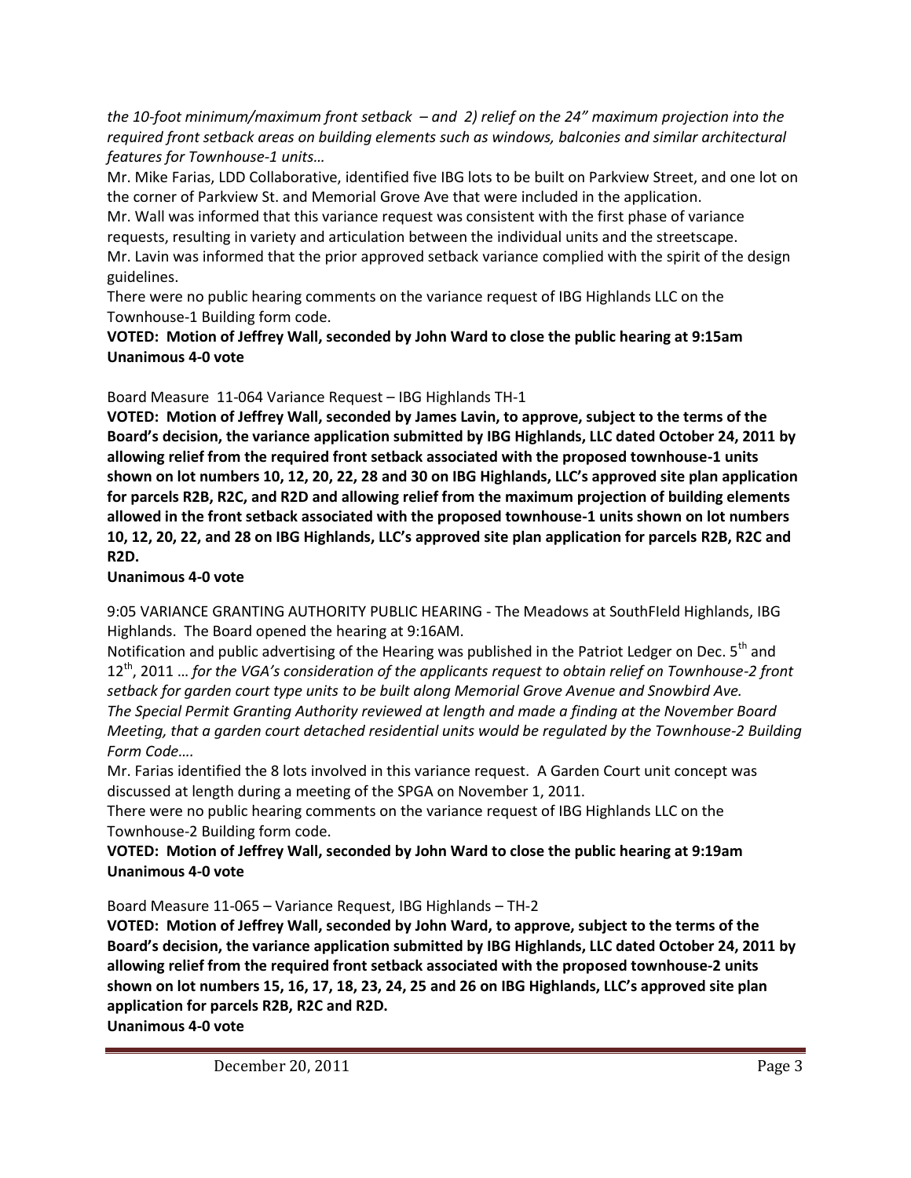*the 10-foot minimum/maximum front setback – and 2) relief on the 24" maximum projection into the required front setback areas on building elements such as windows, balconies and similar architectural features for Townhouse-1 units…*

Mr. Mike Farias, LDD Collaborative, identified five IBG lots to be built on Parkview Street, and one lot on the corner of Parkview St. and Memorial Grove Ave that were included in the application.

Mr. Wall was informed that this variance request was consistent with the first phase of variance requests, resulting in variety and articulation between the individual units and the streetscape.

Mr. Lavin was informed that the prior approved setback variance complied with the spirit of the design guidelines.

There were no public hearing comments on the variance request of IBG Highlands LLC on the Townhouse-1 Building form code.

**VOTED: Motion of Jeffrey Wall, seconded by John Ward to close the public hearing at 9:15am**
**Unanimous 4-0 vote**

Board Measure 11-064 Variance Request – IBG Highlands TH-1

**VOTED: Motion of Jeffrey Wall, seconded by James Lavin, to approve, subject to the terms of the Board's decision, the variance application submitted by IBG Highlands, LLC dated October 24, 2011 by allowing relief from the required front setback associated with the proposed townhouse-1 units shown on lot numbers 10, 12, 20, 22, 28 and 30 on IBG Highlands, LLC's approved site plan application for parcels R2B, R2C, and R2D and allowing relief from the maximum projection of building elements allowed in the front setback associated with the proposed townhouse-1 units shown on lot numbers 10, 12, 20, 22, and 28 on IBG Highlands, LLC's approved site plan application for parcels R2B, R2C and R2D.**

**Unanimous 4-0 vote**

9:05 VARIANCE GRANTING AUTHORITY PUBLIC HEARING - The Meadows at SouthFIeld Highlands, IBG Highlands. The Board opened the hearing at 9:16AM.

Notification and public advertising of the Hearing was published in the Patriot Ledger on Dec. 5th and 12th, 2011 … *for the VGA's consideration of the applicants request to obtain relief on Townhouse-2 front setback for garden court type units to be built along Memorial Grove Avenue and Snowbird Ave. The Special Permit Granting Authority reviewed at length and made a finding at the November Board Meeting, that a garden court detached residential units would be regulated by the Townhouse-2 Building Form Code….*

Mr. Farias identified the 8 lots involved in this variance request. A Garden Court unit concept was discussed at length during a meeting of the SPGA on November 1, 2011.

There were no public hearing comments on the variance request of IBG Highlands LLC on the Townhouse-2 Building form code.

**VOTED: Motion of Jeffrey Wall, seconded by John Ward to close the public hearing at 9:19am**
**Unanimous 4-0 vote**

Board Measure 11-065 – Variance Request, IBG Highlands – TH-2

**VOTED: Motion of Jeffrey Wall, seconded by John Ward, to approve, subject to the terms of the Board's decision, the variance application submitted by IBG Highlands, LLC dated October 24, 2011 by allowing relief from the required front setback associated with the proposed townhouse-2 units shown on lot numbers 15, 16, 17, 18, 23, 24, 25 and 26 on IBG Highlands, LLC's approved site plan application for parcels R2B, R2C and R2D.**
**Unanimous 4-0 vote**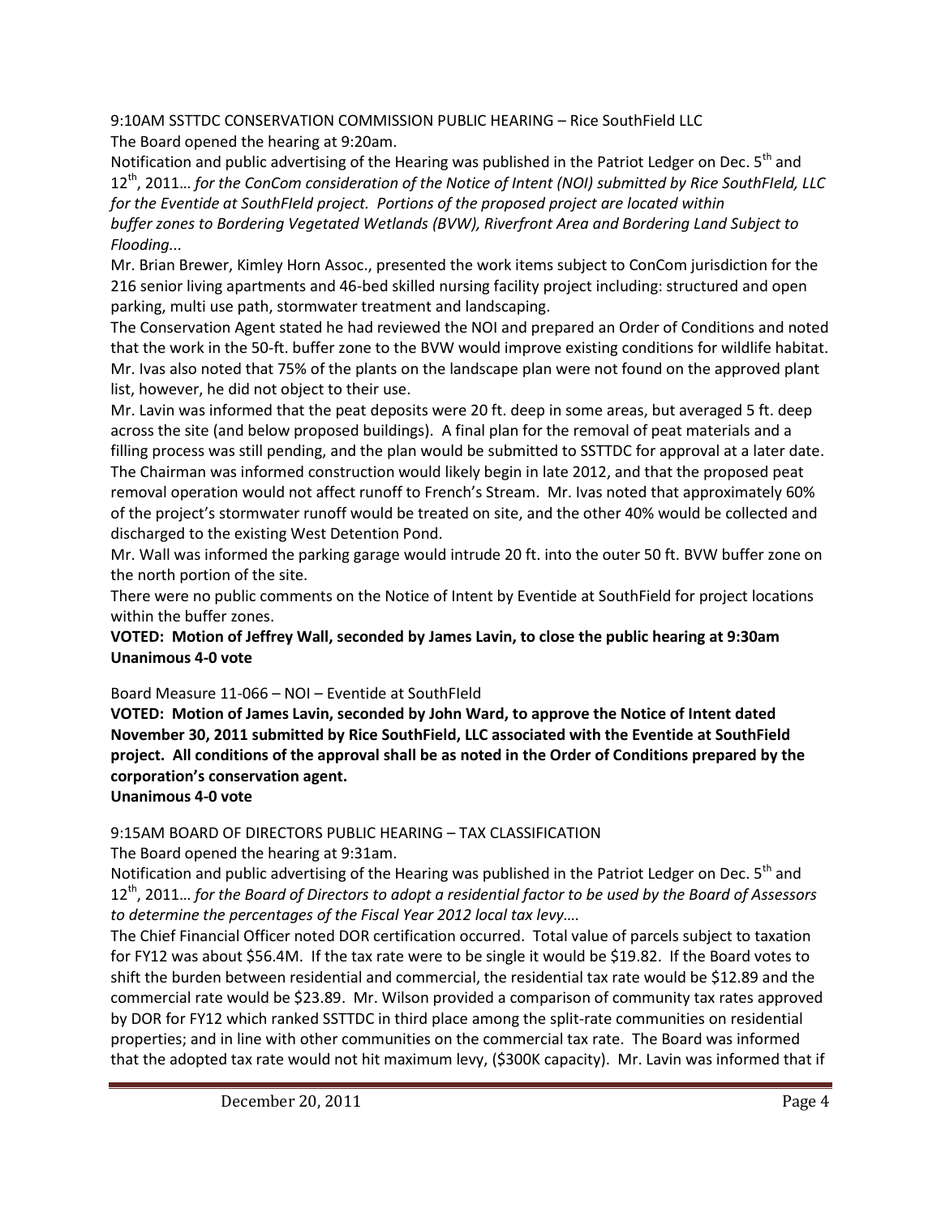9:10AM SSTTDC CONSERVATION COMMISSION PUBLIC HEARING – Rice SouthField LLC
The Board opened the hearing at 9:20am.

Notification and public advertising of the Hearing was published in the Patriot Ledger on Dec. 5th and 12th, 2011… *for the ConCom consideration of the Notice of Intent (NOI) submitted by Rice SouthFIeld, LLC for the Eventide at SouthFIeld project. Portions of the proposed project are located within buffer zones to Bordering Vegetated Wetlands (BVW), Riverfront Area and Bordering Land Subject to Flooding...*

Mr. Brian Brewer, Kimley Horn Assoc., presented the work items subject to ConCom jurisdiction for the 216 senior living apartments and 46-bed skilled nursing facility project including: structured and open parking, multi use path, stormwater treatment and landscaping.

The Conservation Agent stated he had reviewed the NOI and prepared an Order of Conditions and noted that the work in the 50-ft. buffer zone to the BVW would improve existing conditions for wildlife habitat. Mr. Ivas also noted that 75% of the plants on the landscape plan were not found on the approved plant list, however, he did not object to their use.

Mr. Lavin was informed that the peat deposits were 20 ft. deep in some areas, but averaged 5 ft. deep across the site (and below proposed buildings). A final plan for the removal of peat materials and a filling process was still pending, and the plan would be submitted to SSTTDC for approval at a later date. The Chairman was informed construction would likely begin in late 2012, and that the proposed peat removal operation would not affect runoff to French's Stream. Mr. Ivas noted that approximately 60% of the project's stormwater runoff would be treated on site, and the other 40% would be collected and discharged to the existing West Detention Pond.

Mr. Wall was informed the parking garage would intrude 20 ft. into the outer 50 ft. BVW buffer zone on the north portion of the site.

There were no public comments on the Notice of Intent by Eventide at SouthField for project locations within the buffer zones.

**VOTED: Motion of Jeffrey Wall, seconded by James Lavin, to close the public hearing at 9:30am**
**Unanimous 4-0 vote**

Board Measure 11-066 – NOI – Eventide at SouthFIeld

**VOTED: Motion of James Lavin, seconded by John Ward, to approve the Notice of Intent dated November 30, 2011 submitted by Rice SouthField, LLC associated with the Eventide at SouthField project. All conditions of the approval shall be as noted in the Order of Conditions prepared by the corporation's conservation agent.**
**Unanimous 4-0 vote**

9:15AM BOARD OF DIRECTORS PUBLIC HEARING – TAX CLASSIFICATION
The Board opened the hearing at 9:31am.

Notification and public advertising of the Hearing was published in the Patriot Ledger on Dec. 5th and 12th, 2011… *for the Board of Directors to adopt a residential factor to be used by the Board of Assessors to determine the percentages of the Fiscal Year 2012 local tax levy….*

The Chief Financial Officer noted DOR certification occurred. Total value of parcels subject to taxation for FY12 was about $56.4M. If the tax rate were to be single it would be $19.82. If the Board votes to shift the burden between residential and commercial, the residential tax rate would be $12.89 and the commercial rate would be $23.89. Mr. Wilson provided a comparison of community tax rates approved by DOR for FY12 which ranked SSTTDC in third place among the split-rate communities on residential properties; and in line with other communities on the commercial tax rate. The Board was informed that the adopted tax rate would not hit maximum levy, ($300K capacity). Mr. Lavin was informed that if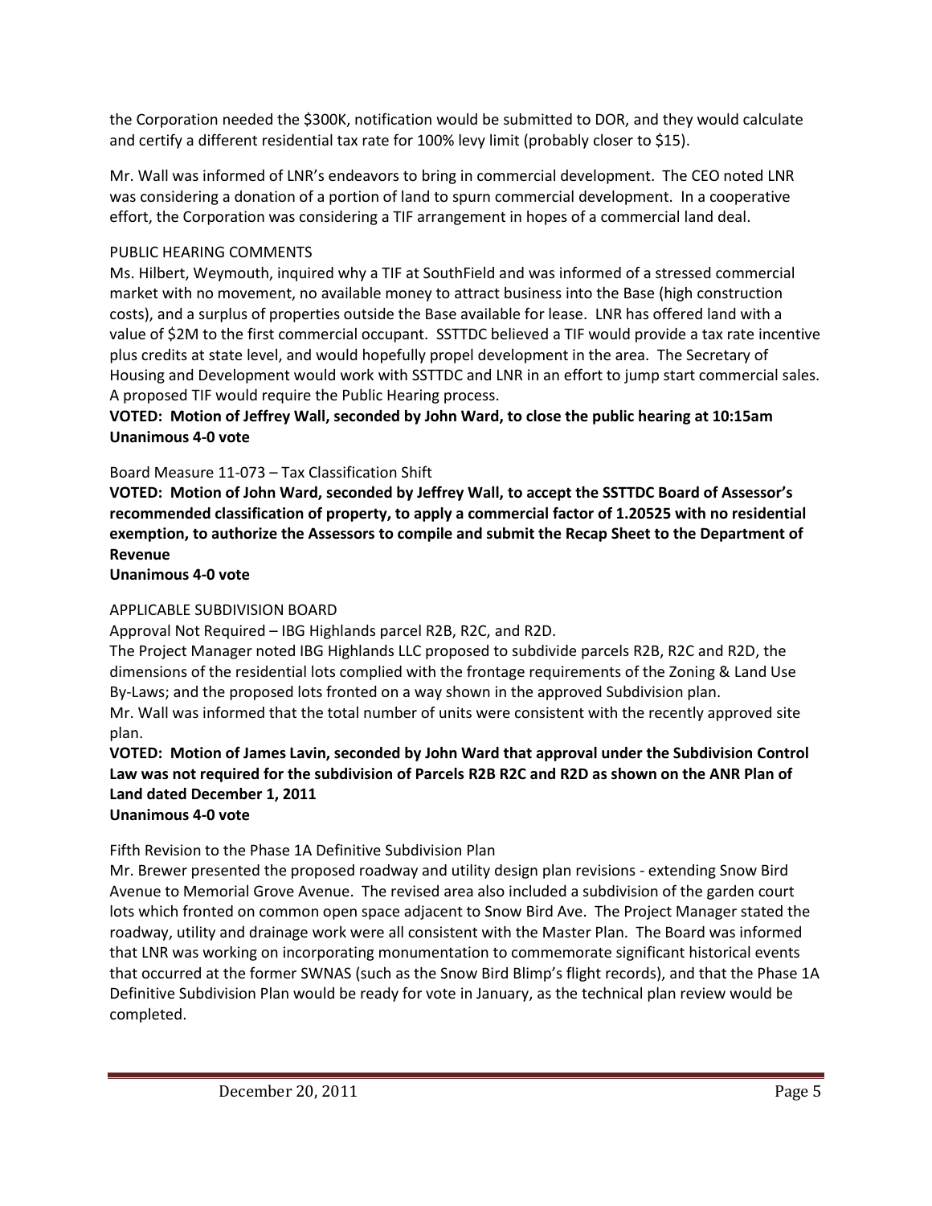the Corporation needed the $300K, notification would be submitted to DOR, and they would calculate and certify a different residential tax rate for 100% levy limit (probably closer to $15).

Mr. Wall was informed of LNR's endeavors to bring in commercial development. The CEO noted LNR was considering a donation of a portion of land to spurn commercial development. In a cooperative effort, the Corporation was considering a TIF arrangement in hopes of a commercial land deal.

PUBLIC HEARING COMMENTS

Ms. Hilbert, Weymouth, inquired why a TIF at SouthField and was informed of a stressed commercial market with no movement, no available money to attract business into the Base (high construction costs), and a surplus of properties outside the Base available for lease. LNR has offered land with a value of $2M to the first commercial occupant. SSTTDC believed a TIF would provide a tax rate incentive plus credits at state level, and would hopefully propel development in the area. The Secretary of Housing and Development would work with SSTTDC and LNR in an effort to jump start commercial sales. A proposed TIF would require the Public Hearing process.

**VOTED: Motion of Jeffrey Wall, seconded by John Ward, to close the public hearing at 10:15am**
**Unanimous 4-0 vote**

Board Measure 11-073 – Tax Classification Shift

**VOTED: Motion of John Ward, seconded by Jeffrey Wall, to accept the SSTTDC Board of Assessor's recommended classification of property, to apply a commercial factor of 1.20525 with no residential exemption, to authorize the Assessors to compile and submit the Recap Sheet to the Department of Revenue**
**Unanimous 4-0 vote**

APPLICABLE SUBDIVISION BOARD

Approval Not Required – IBG Highlands parcel R2B, R2C, and R2D.

The Project Manager noted IBG Highlands LLC proposed to subdivide parcels R2B, R2C and R2D, the dimensions of the residential lots complied with the frontage requirements of the Zoning & Land Use By-Laws; and the proposed lots fronted on a way shown in the approved Subdivision plan.

Mr. Wall was informed that the total number of units were consistent with the recently approved site plan.

**VOTED: Motion of James Lavin, seconded by John Ward that approval under the Subdivision Control Law was not required for the subdivision of Parcels R2B R2C and R2D as shown on the ANR Plan of Land dated December 1, 2011**
**Unanimous 4-0 vote**

Fifth Revision to the Phase 1A Definitive Subdivision Plan

Mr. Brewer presented the proposed roadway and utility design plan revisions - extending Snow Bird Avenue to Memorial Grove Avenue. The revised area also included a subdivision of the garden court lots which fronted on common open space adjacent to Snow Bird Ave. The Project Manager stated the roadway, utility and drainage work were all consistent with the Master Plan. The Board was informed that LNR was working on incorporating monumentation to commemorate significant historical events that occurred at the former SWNAS (such as the Snow Bird Blimp's flight records), and that the Phase 1A Definitive Subdivision Plan would be ready for vote in January, as the technical plan review would be completed.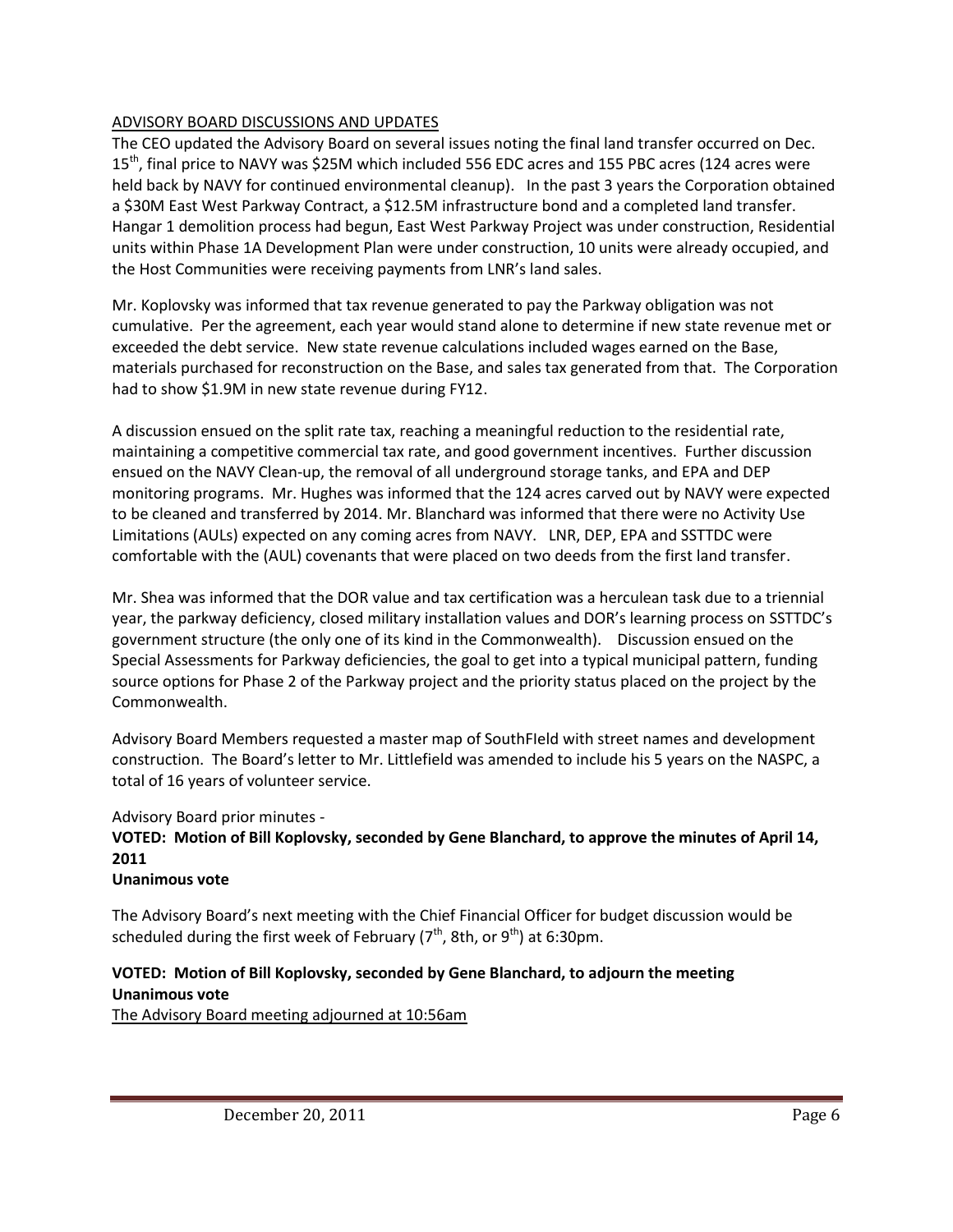ADVISORY BOARD DISCUSSIONS AND UPDATES

The CEO updated the Advisory Board on several issues noting the final land transfer occurred on Dec. 15th, final price to NAVY was $25M which included 556 EDC acres and 155 PBC acres (124 acres were held back by NAVY for continued environmental cleanup). In the past 3 years the Corporation obtained a $30M East West Parkway Contract, a $12.5M infrastructure bond and a completed land transfer. Hangar 1 demolition process had begun, East West Parkway Project was under construction, Residential units within Phase 1A Development Plan were under construction, 10 units were already occupied, and the Host Communities were receiving payments from LNR's land sales.

Mr. Koplovsky was informed that tax revenue generated to pay the Parkway obligation was not cumulative. Per the agreement, each year would stand alone to determine if new state revenue met or exceeded the debt service. New state revenue calculations included wages earned on the Base, materials purchased for reconstruction on the Base, and sales tax generated from that. The Corporation had to show $1.9M in new state revenue during FY12.

A discussion ensued on the split rate tax, reaching a meaningful reduction to the residential rate, maintaining a competitive commercial tax rate, and good government incentives. Further discussion ensued on the NAVY Clean-up, the removal of all underground storage tanks, and EPA and DEP monitoring programs. Mr. Hughes was informed that the 124 acres carved out by NAVY were expected to be cleaned and transferred by 2014. Mr. Blanchard was informed that there were no Activity Use Limitations (AULs) expected on any coming acres from NAVY. LNR, DEP, EPA and SSTTDC were comfortable with the (AUL) covenants that were placed on two deeds from the first land transfer.

Mr. Shea was informed that the DOR value and tax certification was a herculean task due to a triennial year, the parkway deficiency, closed military installation values and DOR's learning process on SSTTDC's government structure (the only one of its kind in the Commonwealth). Discussion ensued on the Special Assessments for Parkway deficiencies, the goal to get into a typical municipal pattern, funding source options for Phase 2 of the Parkway project and the priority status placed on the project by the Commonwealth.

Advisory Board Members requested a master map of SouthFIeld with street names and development construction. The Board's letter to Mr. Littlefield was amended to include his 5 years on the NASPC, a total of 16 years of volunteer service.

Advisory Board prior minutes -

**VOTED: Motion of Bill Koplovsky, seconded by Gene Blanchard, to approve the minutes of April 14, 2011**
**Unanimous vote**

The Advisory Board's next meeting with the Chief Financial Officer for budget discussion would be scheduled during the first week of February (7th, 8th, or 9th) at 6:30pm.

**VOTED: Motion of Bill Koplovsky, seconded by Gene Blanchard, to adjourn the meeting**
**Unanimous vote**

The Advisory Board meeting adjourned at 10:56am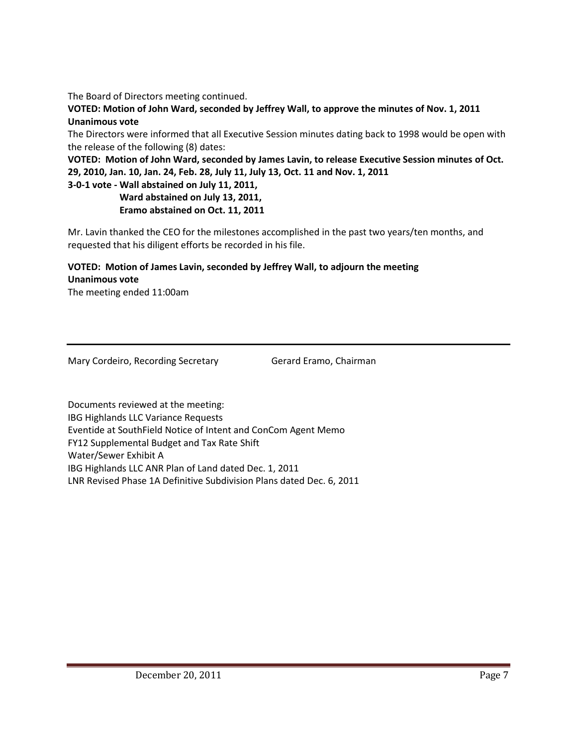The Board of Directors meeting continued.

**VOTED: Motion of John Ward, seconded by Jeffrey Wall, to approve the minutes of Nov. 1, 2011**
**Unanimous vote**

The Directors were informed that all Executive Session minutes dating back to 1998 would be open with the release of the following (8) dates:

**VOTED: Motion of John Ward, seconded by James Lavin, to release Executive Session minutes of Oct. 29, 2010, Jan. 10, Jan. 24, Feb. 28, July 11, July 13, Oct. 11 and Nov. 1, 2011**
**3-0-1 vote - Wall abstained on July 11, 2011,**
**Ward abstained on July 13, 2011,**
**Eramo abstained on Oct. 11, 2011**

Mr. Lavin thanked the CEO for the milestones accomplished in the past two years/ten months, and requested that his diligent efforts be recorded in his file.

**VOTED: Motion of James Lavin, seconded by Jeffrey Wall, to adjourn the meeting**
**Unanimous vote**

The meeting ended 11:00am

---

Mary Cordeiro, Recording Secretary Gerard Eramo, Chairman

Documents reviewed at the meeting:
IBG Highlands LLC Variance Requests
Eventide at SouthField Notice of Intent and ConCom Agent Memo
FY12 Supplemental Budget and Tax Rate Shift
Water/Sewer Exhibit A
IBG Highlands LLC ANR Plan of Land dated Dec. 1, 2011
LNR Revised Phase 1A Definitive Subdivision Plans dated Dec. 6, 2011